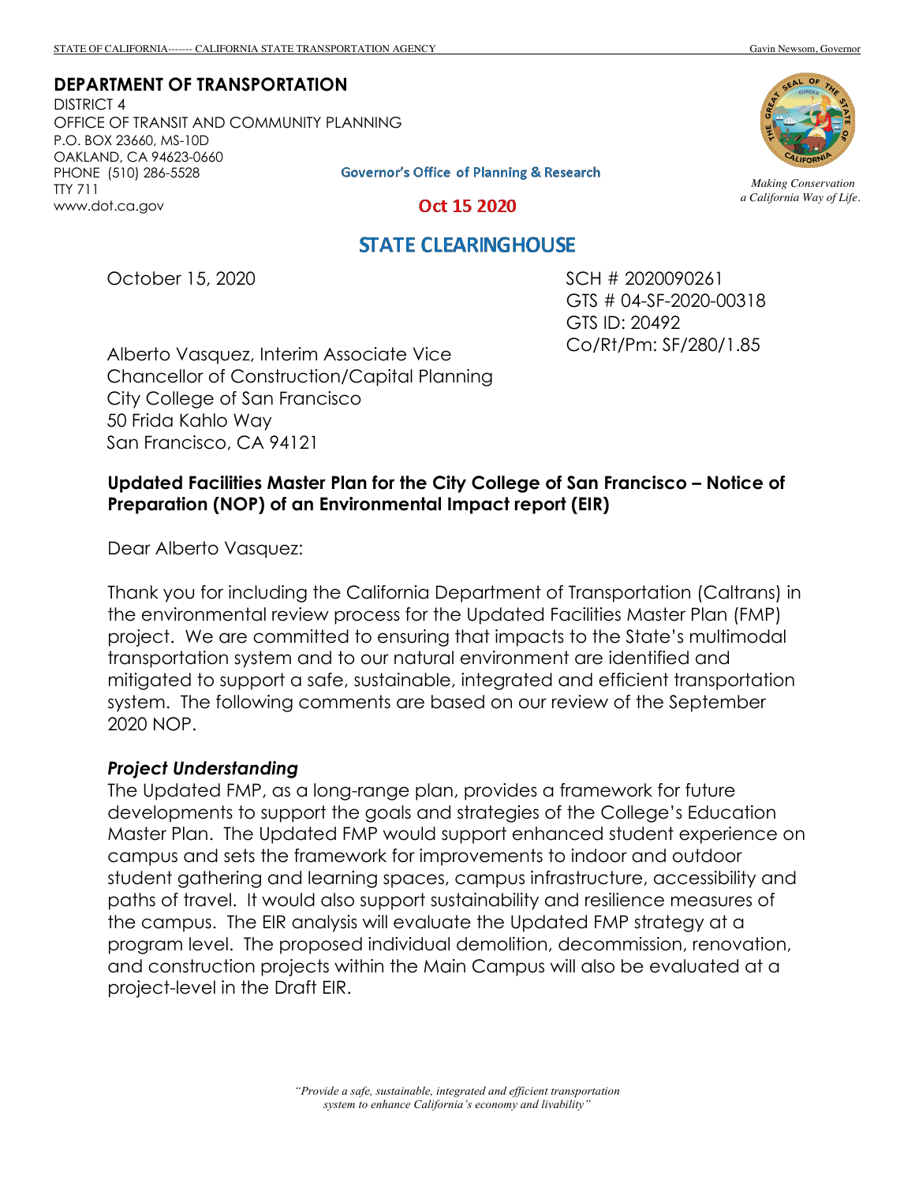STATE OF CALIFORNIA------- CALIFORNIA STATE TRANSPORTATION AGENCY Gavin Newsom, Governor

**DEPARTMENT OF TRANSPORTATION**
DISTRICT 4
OFFICE OF TRANSIT AND COMMUNITY PLANNING
P.O. BOX 23660, MS-10D
OAKLAND, CA 94623-0660
PHONE (510) 286-5528
TTY 711
www.dot.ca.gov

*Making Conservation a California Way of Life.*

Governor's Office of Planning & Research

Oct 15 2020

STATE CLEARINGHOUSE

October 15, 2020

SCH # 2020090261
GTS # 04-SF-2020-00318
GTS ID: 20492
Co/Rt/Pm: SF/280/1.85

Alberto Vasquez, Interim Associate Vice Chancellor of Construction/Capital Planning
City College of San Francisco
50 Frida Kahlo Way
San Francisco, CA 94121

**Updated Facilities Master Plan for the City College of San Francisco – Notice of Preparation (NOP) of an Environmental Impact report (EIR)**

Dear Alberto Vasquez:

Thank you for including the California Department of Transportation (Caltrans) in the environmental review process for the Updated Facilities Master Plan (FMP) project. We are committed to ensuring that impacts to the State's multimodal transportation system and to our natural environment are identified and mitigated to support a safe, sustainable, integrated and efficient transportation system. The following comments are based on our review of the September 2020 NOP.

***Project Understanding***

The Updated FMP, as a long-range plan, provides a framework for future developments to support the goals and strategies of the College's Education Master Plan. The Updated FMP would support enhanced student experience on campus and sets the framework for improvements to indoor and outdoor student gathering and learning spaces, campus infrastructure, accessibility and paths of travel. It would also support sustainability and resilience measures of the campus. The EIR analysis will evaluate the Updated FMP strategy at a program level. The proposed individual demolition, decommission, renovation, and construction projects within the Main Campus will also be evaluated at a project-level in the Draft EIR.

*"Provide a safe, sustainable, integrated and efficient transportation system to enhance California's economy and livability"*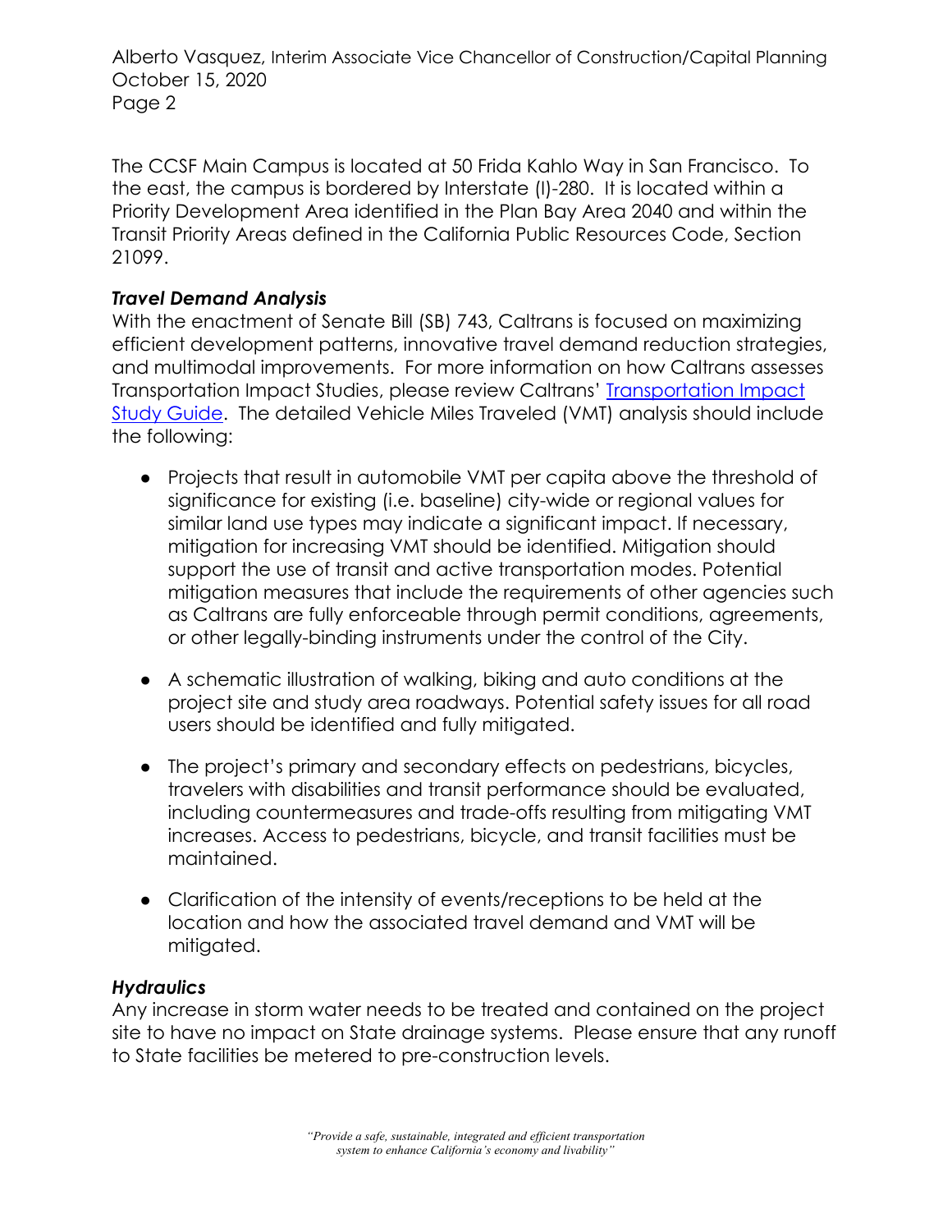The CCSF Main Campus is located at 50 Frida Kahlo Way in San Francisco. To the east, the campus is bordered by Interstate (I)-280. It is located within a Priority Development Area identified in the Plan Bay Area 2040 and within the Transit Priority Areas defined in the California Public Resources Code, Section 21099.

***Travel Demand Analysis***

With the enactment of Senate Bill (SB) 743, Caltrans is focused on maximizing efficient development patterns, innovative travel demand reduction strategies, and multimodal improvements. For more information on how Caltrans assesses Transportation Impact Studies, please review Caltrans' Transportation Impact Study Guide. The detailed Vehicle Miles Traveled (VMT) analysis should include the following:

- Projects that result in automobile VMT per capita above the threshold of significance for existing (i.e. baseline) city-wide or regional values for similar land use types may indicate a significant impact. If necessary, mitigation for increasing VMT should be identified. Mitigation should support the use of transit and active transportation modes. Potential mitigation measures that include the requirements of other agencies such as Caltrans are fully enforceable through permit conditions, agreements, or other legally-binding instruments under the control of the City.
- A schematic illustration of walking, biking and auto conditions at the project site and study area roadways. Potential safety issues for all road users should be identified and fully mitigated.
- The project's primary and secondary effects on pedestrians, bicycles, travelers with disabilities and transit performance should be evaluated, including countermeasures and trade-offs resulting from mitigating VMT increases. Access to pedestrians, bicycle, and transit facilities must be maintained.
- Clarification of the intensity of events/receptions to be held at the location and how the associated travel demand and VMT will be mitigated.

***Hydraulics***

Any increase in storm water needs to be treated and contained on the project site to have no impact on State drainage systems. Please ensure that any runoff to State facilities be metered to pre-construction levels.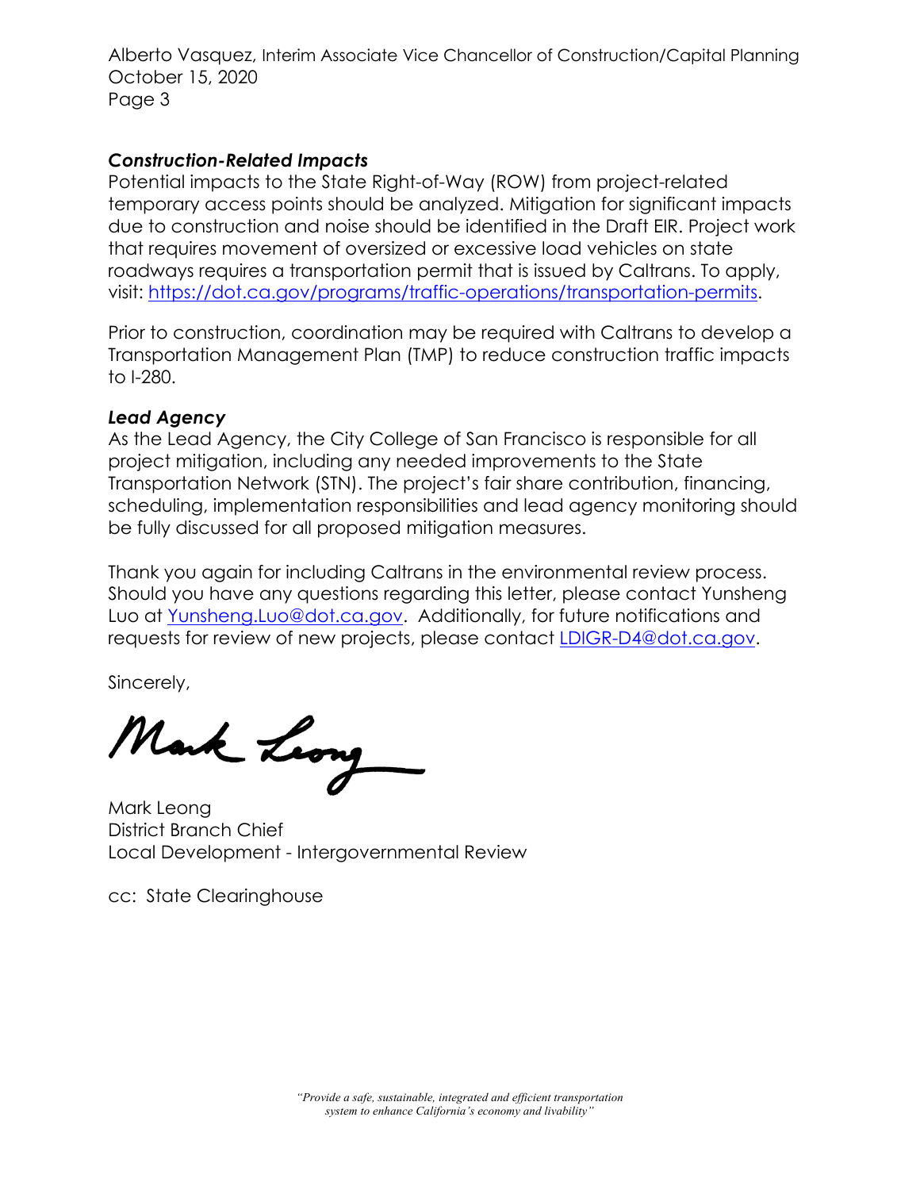### *Construction-Related Impacts*

Potential impacts to the State Right-of-Way (ROW) from project-related temporary access points should be analyzed. Mitigation for significant impacts due to construction and noise should be identified in the Draft EIR. Project work that requires movement of oversized or excessive load vehicles on state roadways requires a transportation permit that is issued by Caltrans. To apply, visit: https://dot.ca.gov/programs/traffic-operations/transportation-permits.

Prior to construction, coordination may be required with Caltrans to develop a Transportation Management Plan (TMP) to reduce construction traffic impacts to I-280.

### *Lead Agency*

As the Lead Agency, the City College of San Francisco is responsible for all project mitigation, including any needed improvements to the State Transportation Network (STN). The project's fair share contribution, financing, scheduling, implementation responsibilities and lead agency monitoring should be fully discussed for all proposed mitigation measures.

Thank you again for including Caltrans in the environmental review process. Should you have any questions regarding this letter, please contact Yunsheng Luo at Yunsheng.Luo@dot.ca.gov. Additionally, for future notifications and requests for review of new projects, please contact LDIGR-D4@dot.ca.gov.

Sincerely,

Mark Leong

Mark Leong
District Branch Chief
Local Development - Intergovernmental Review

cc: State Clearinghouse

*"Provide a safe, sustainable, integrated and efficient transportation system to enhance California's economy and livability"*